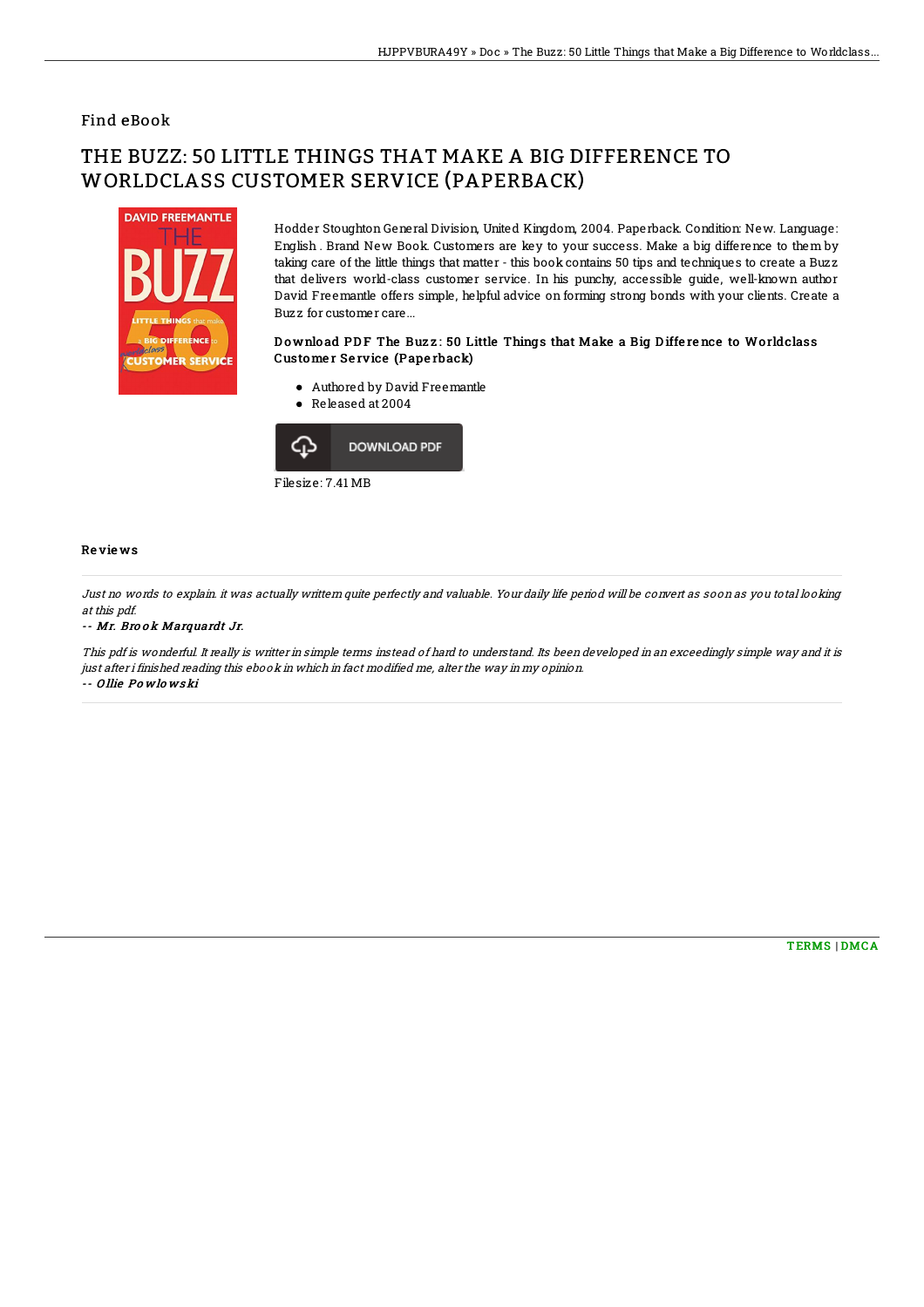Find eBook

# THE BUZZ: 50 LITTLE THINGS THAT MAKE A BIG DIFFERENCE TO WORLDCLASS CUSTOMER SERVICE (PAPERBACK)

Hodder Stoughton General Division, United Kingdom, 2004. Paperback. Condition: New. Language: English . Brand New Book. Customers are key to your success. Make a big difference to them by taking care of the little things that matter - this book contains 50 tips and techniques to create a Buzz that delivers world-class customer service. In his punchy, accessible guide, well-known author David Freemantle offers simple, helpful advice on forming strong bonds with your clients. Create a Buzz for customer care...

### Download PDF The Buzz: 50 Little Things that Make a Big Difference to Worldclass Customer Service (Paperback)

- Authored by David Freemantle
- Released at 2004

DOWNLOAD PDF

Filesize: 7.41 MB

## Reviews

*Just no words to explain. it was actually writtern quite perfectly and valuable. Your daily life period will be convert as soon as you total looking at this pdf.*

-- *Mr. Brook Marquardt Jr.*

*This pdf is wonderful. It really is writter in simple terms instead of hard to understand. Its been developed in an exceedingly simple way and it is just after i finished reading this ebook in which in fact modified me, alter the way in my opinion.*

-- *Ollie Powlowski*

TERMS | DMCA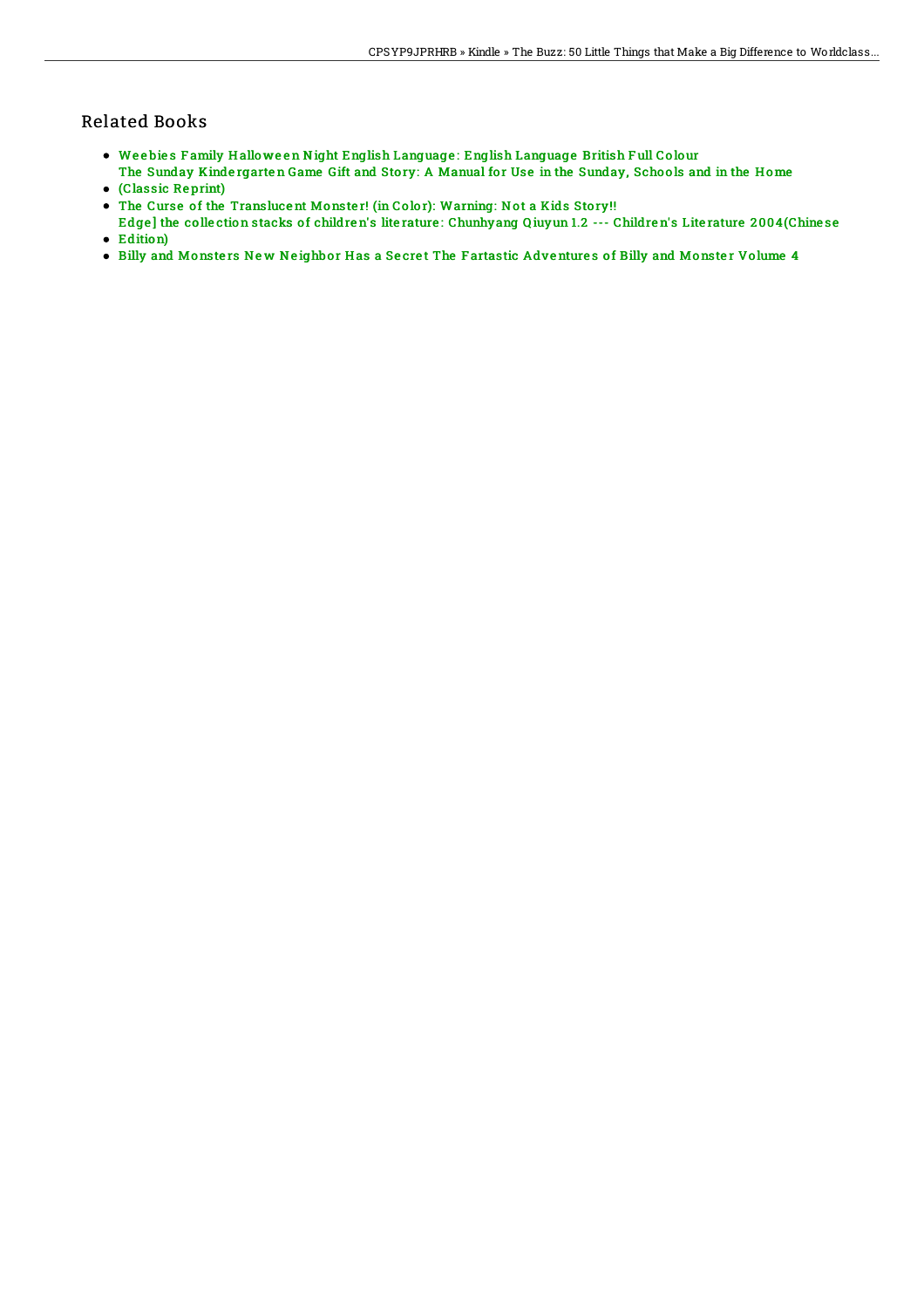## Related Books

- Weebies Family Halloween Night English Language: English Language British Full Colour
- The Sunday Kindergarten Game Gift and Story: A Manual for Use in the Sunday, Schools and in the Home (Classic Reprint)
- The Curse of the Translucent Monster! (in Color): Warning: Not a Kids Story!!
- Edge] the collection stacks of children's literature: Chunhyang Qiuyun 1.2 --- Children's Literature 2004(Chinese Edition)
- Billy and Monsters New Neighbor Has a Secret The Fartastic Adventures of Billy and Monster Volume 4